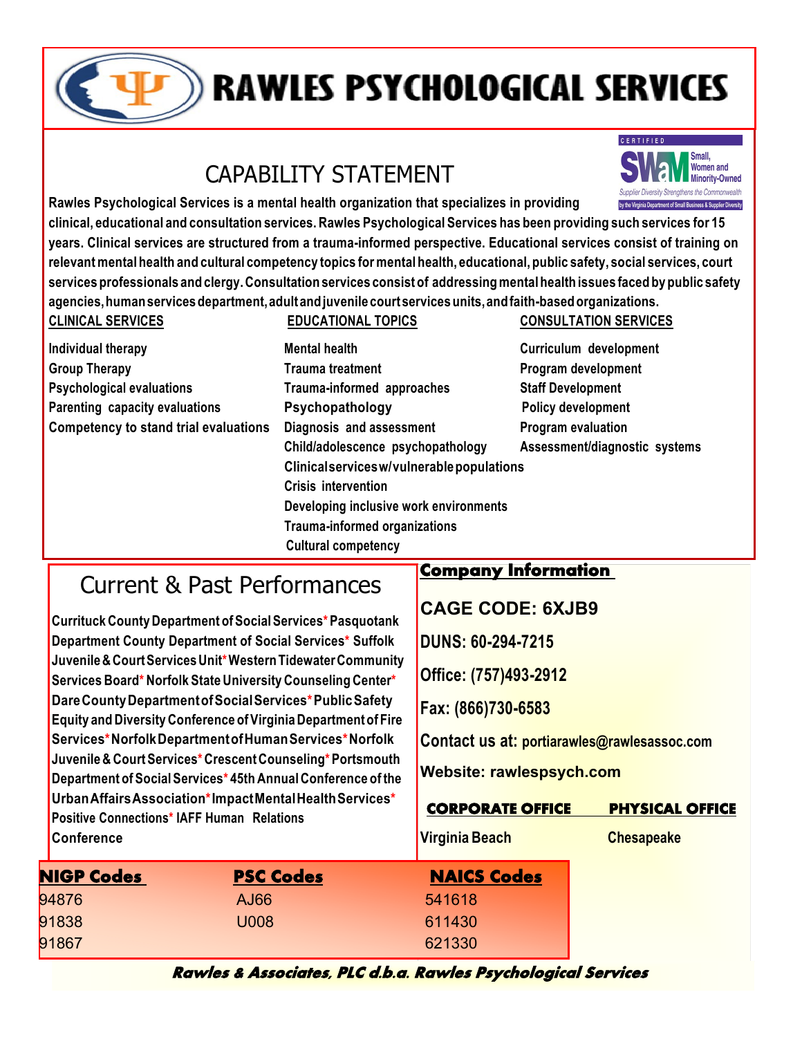# RAWLES PSYCHOLOGICAL SERVICES

## CAPABILITY STATEMENT

CERTIFIED SWaM Small, Women and Minority-Owned
Supplier Diversity Strengthens the Commonwealth
by the Virginia Department of Small Business & Supplier Diversity

**Rawles Psychological Services is a mental health organization that specializes in providing clinical, educational and consultation services. Rawles Psychological Services has been providing such services for 15 years. Clinical services are structured from a trauma-informed perspective. Educational services consist of training on relevant mental health and cultural competency topics for mental health, educational, public safety, social services, court services professionals and clergy. Consultation services consist of addressing mental health issues faced by public safety agencies, human services department, adult and juvenile court services units, and faith-based organizations.**

### CLINICAL SERVICES

- Individual therapy
- Group Therapy
- Psychological evaluations
- Parenting capacity evaluations
- Competency to stand trial evaluations

### EDUCATIONAL TOPICS

- Mental health
- Trauma treatment
- Trauma-informed approaches
- Psychopathology
- Diagnosis and assessment
- Child/adolescence psychopathology
- Clinical services w/vulnerable populations
- Crisis intervention
- Developing inclusive work environments
- Trauma-informed organizations
- Cultural competency

### CONSULTATION SERVICES

- Curriculum development
- Program development
- Staff Development
- Policy development
- Program evaluation
- Assessment/diagnostic systems

## Current & Past Performances

**Currituck County Department of Social Services* Pasquotank Department County Department of Social Services* Suffolk Juvenile & Court Services Unit* Western Tidewater Community Services Board* Norfolk State University Counseling Center* Dare County Department of Social Services* Public Safety Equity and Diversity Conference of Virginia Department of Fire Services* Norfolk Department of Human Services* Norfolk Juvenile & Court Services* Crescent Counseling* Portsmouth Department of Social Services* 45th Annual Conference of the Urban Affairs Association* Impact Mental Health Services* Positive Connections* IAFF Human Relations Conference**

## Company Information

**CAGE CODE: 6XJB9**

**DUNS: 60-294-7215**

**Office: (757)493-2912**

**Fax: (866)730-6583**

**Contact us at: portiarawles@rawlesassoc.com**

**Website: rawlespsych.com**

| CORPORATE OFFICE | PHYSICAL OFFICE |
|---|---|
| Virginia Beach | Chesapeake |

| NIGP Codes | PSC Codes | NAICS Codes |
|---|---|---|
| 94876 | AJ66 | 541618 |
| 91838 | U008 | 611430 |
| 91867 | | 621330 |

***Rawles & Associates, PLC d.b.a. Rawles Psychological Services***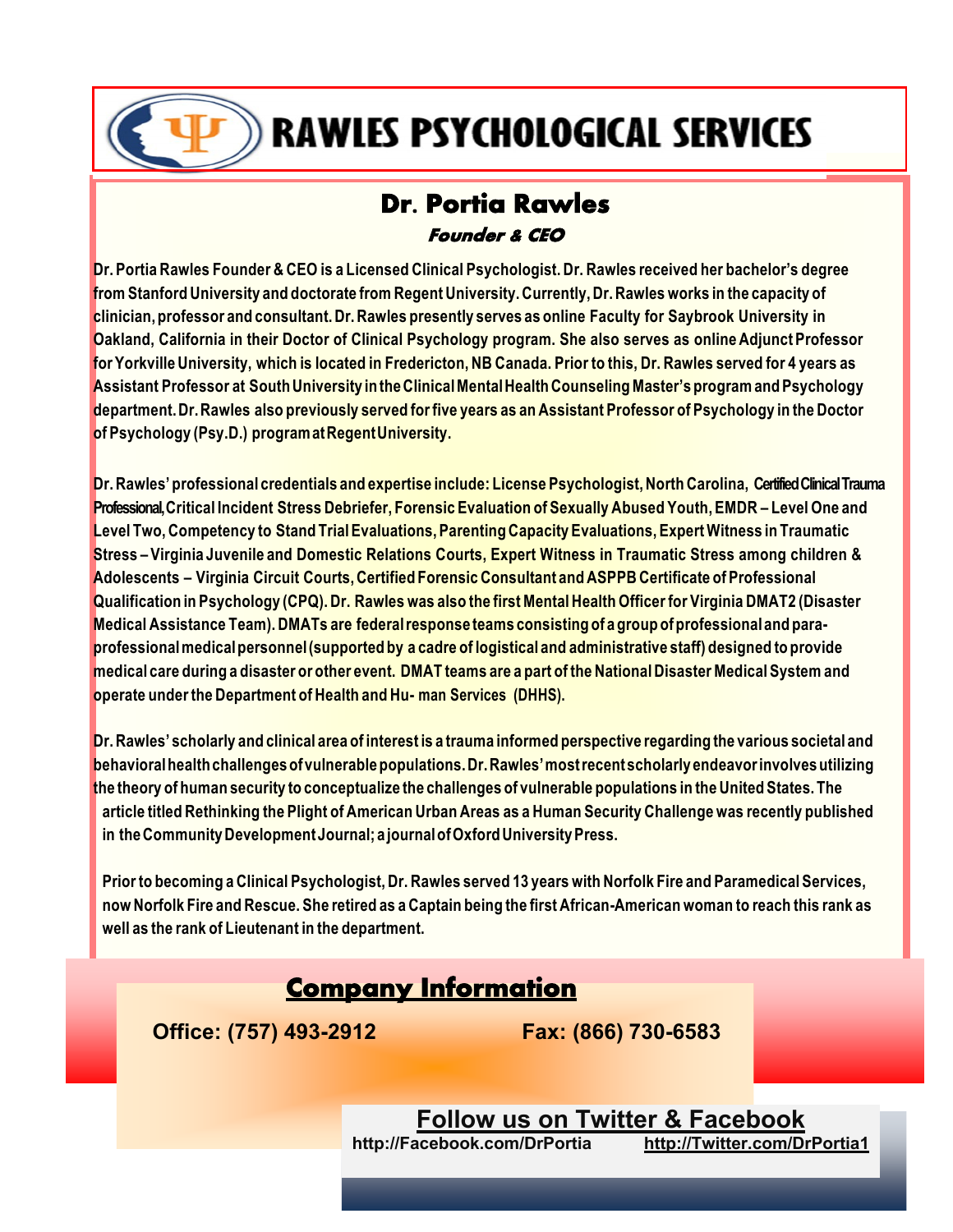# RAWLES PSYCHOLOGICAL SERVICES

## Dr. Portia Rawles

***Founder & CEO***

**Dr. Portia Rawles Founder & CEO is a Licensed Clinical Psychologist. Dr. Rawles received her bachelor's degree from Stanford University and doctorate from Regent University. Currently, Dr. Rawles works in the capacity of clinician, professor and consultant. Dr. Rawles presently serves as online Faculty for Saybrook University in Oakland, California in their Doctor of Clinical Psychology program. She also serves as online Adjunct Professor for Yorkville University, which is located in Fredericton, NB Canada. Prior to this, Dr. Rawles served for 4 years as Assistant Professor at South University in the Clinical Mental Health Counseling Master's program and Psychology department. Dr. Rawles also previously served for five years as an Assistant Professor of Psychology in the Doctor of Psychology (Psy.D.) program at Regent University.**

**Dr. Rawles' professional credentials and expertise include: License Psychologist, North Carolina, Certified Clinical Trauma Professional, Critical Incident Stress Debriefer, Forensic Evaluation of Sexually Abused Youth, EMDR – Level One and Level Two, Competency to Stand Trial Evaluations, Parenting Capacity Evaluations, Expert Witness in Traumatic Stress – Virginia Juvenile and Domestic Relations Courts, Expert Witness in Traumatic Stress among children & Adolescents – Virginia Circuit Courts, Certified Forensic Consultant and ASPPB Certificate of Professional Qualification in Psychology (CPQ). Dr. Rawles was also the first Mental Health Officer for Virginia DMAT2 (Disaster Medical Assistance Team). DMATs are federal response teams consisting of a group of professional and para-professional medical personnel (supported by a cadre of logistical and administrative staff) designed to provide medical care during a disaster or other event. DMAT teams are a part of the National Disaster Medical System and operate under the Department of Health and Hu- man Services (DHHS).**

**Dr. Rawles' scholarly and clinical area of interest is a trauma informed perspective regarding the various societal and behavioral health challenges of vulnerable populations. Dr. Rawles' most recent scholarly endeavor involves utilizing the theory of human security to conceptualize the challenges of vulnerable populations in the United States. The article titled Rethinking the Plight of American Urban Areas as a Human Security Challenge was recently published in the Community Development Journal; a journal of Oxford University Press.**

**Prior to becoming a Clinical Psychologist, Dr. Rawles served 13 years with Norfolk Fire and Paramedical Services, now Norfolk Fire and Rescue. She retired as a Captain being the first African-American woman to reach this rank as well as the rank of Lieutenant in the department.**

## Company Information

**Office: (757) 493-2912** | **Fax: (866) 730-6583**

### Follow us on Twitter & Facebook

**http://Facebook.com/DrPortia** | **http://Twitter.com/DrPortia1**